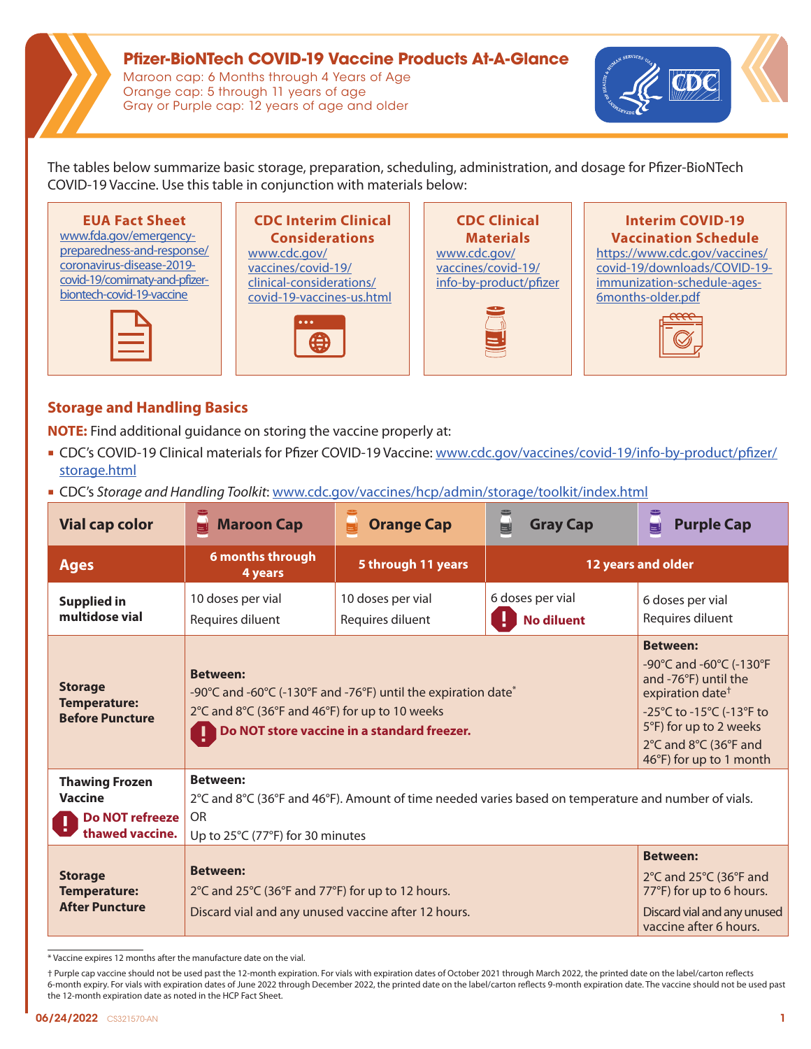# Pfizer-BioNTech COVID-19 Vaccine Products At-A-Glance

Maroon cap: 6 Months through 4 Years of Age
Orange cap: 5 through 11 years of age
Gray or Purple cap: 12 years of age and older

The tables below summarize basic storage, preparation, scheduling, administration, and dosage for Pfizer-BioNTech COVID-19 Vaccine. Use this table in conjunction with materials below:

**EUA Fact Sheet**
www.fda.gov/emergency-preparedness-and-response/coronavirus-disease-2019-covid-19/comirnaty-and-pfizer-biontech-covid-19-vaccine

**CDC Interim Clinical Considerations**
www.cdc.gov/vaccines/covid-19/clinical-considerations/covid-19-vaccines-us.html

**CDC Clinical Materials**
www.cdc.gov/vaccines/covid-19/info-by-product/pfizer

**Interim COVID-19 Vaccination Schedule**
https://www.cdc.gov/vaccines/covid-19/downloads/COVID-19-immunization-schedule-ages-6months-older.pdf

## Storage and Handling Basics

**NOTE:** Find additional guidance on storing the vaccine properly at:

- CDC's COVID-19 Clinical materials for Pfizer COVID-19 Vaccine: www.cdc.gov/vaccines/covid-19/info-by-product/pfizer/storage.html
- CDC's *Storage and Handling Toolkit*: www.cdc.gov/vaccines/hcp/admin/storage/toolkit/index.html

| Vial cap color | Maroon Cap | Orange Cap | Gray Cap | Purple Cap |
|---|---|---|---|---|
| **Ages** | **6 months through 4 years** | **5 through 11 years** | **12 years and older** | |
| **Supplied in multidose vial** | 10 doses per vial<br>Requires diluent | 10 doses per vial<br>Requires diluent | 6 doses per vial<br>**No diluent** | 6 doses per vial<br>Requires diluent |
| **Storage Temperature: Before Puncture** | **Between:**<br>-90°C and -60°C (-130°F and -76°F) until the expiration date*<br>2°C and 8°C (36°F and 46°F) for up to 10 weeks<br>**Do NOT store vaccine in a standard freezer.** | | | **Between:**<br>-90°C and -60°C (-130°F and -76°F) until the expiration date†<br>-25°C to -15°C (-13°F to 5°F) for up to 2 weeks<br>2°C and 8°C (36°F and 46°F) for up to 1 month |
| **Thawing Frozen Vaccine**<br>**Do NOT refreeze thawed vaccine.** | **Between:**<br>2°C and 8°C (36°F and 46°F). Amount of time needed varies based on temperature and number of vials.<br>OR<br>Up to 25°C (77°F) for 30 minutes | | | |
| **Storage Temperature: After Puncture** | **Between:**<br>2°C and 25°C (36°F and 77°F) for up to 12 hours.<br>Discard vial and any unused vaccine after 12 hours. | | | **Between:**<br>2°C and 25°C (36°F and 77°F) for up to 6 hours.<br>Discard vial and any unused vaccine after 6 hours. |

\* Vaccine expires 12 months after the manufacture date on the vial.

† Purple cap vaccine should not be used past the 12-month expiration. For vials with expiration dates of October 2021 through March 2022, the printed date on the label/carton reflects 6-month expiry. For vials with expiration dates of June 2022 through December 2022, the printed date on the label/carton reflects 9-month expiration date. The vaccine should not be used past the 12-month expiration date as noted in the HCP Fact Sheet.

06/24/2022 CS321570-AN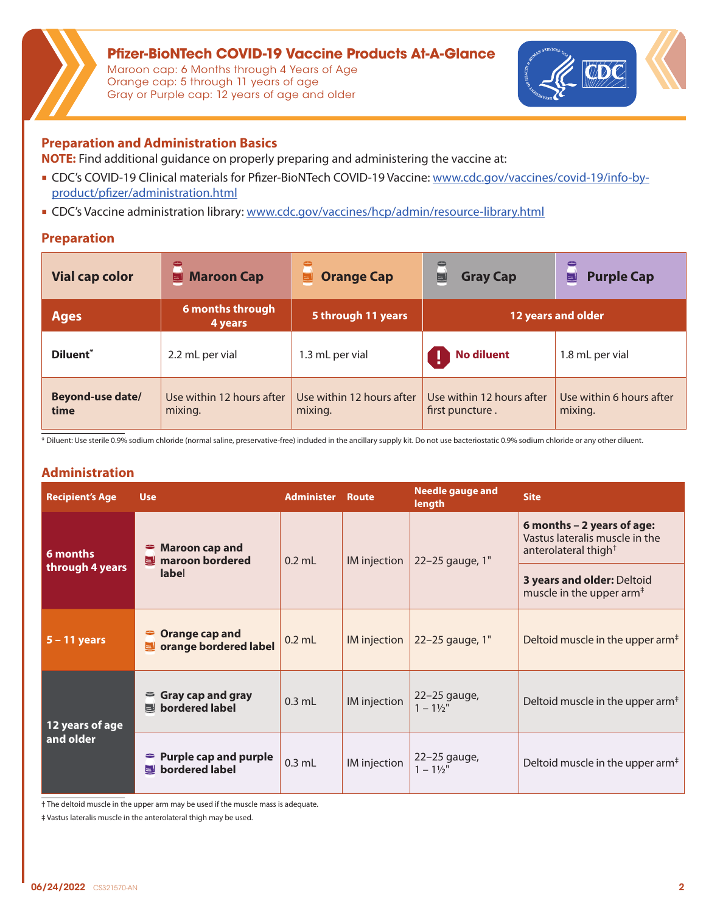# Pfizer-BioNTech COVID-19 Vaccine Products At-A-Glance

Maroon cap: 6 Months through 4 Years of Age
Orange cap: 5 through 11 years of age
Gray or Purple cap: 12 years of age and older

## Preparation and Administration Basics

**NOTE:** Find additional guidance on properly preparing and administering the vaccine at:

- CDC's COVID-19 Clinical materials for Pfizer-BioNTech COVID-19 Vaccine: www.cdc.gov/vaccines/covid-19/info-by-product/pfizer/administration.html
- CDC's Vaccine administration library: www.cdc.gov/vaccines/hcp/admin/resource-library.html

## Preparation

| Vial cap color | Maroon Cap | Orange Cap | Gray Cap | Purple Cap |
|---|---|---|---|---|
| **Ages** | **6 months through 4 years** | **5 through 11 years** | **12 years and older** | |
| **Diluent*** | 2.2 mL per vial | 1.3 mL per vial | **No diluent** | 1.8 mL per vial |
| **Beyond-use date/ time** | Use within 12 hours after mixing. | Use within 12 hours after mixing. | Use within 12 hours after first puncture . | Use within 6 hours after mixing. |

\* Diluent: Use sterile 0.9% sodium chloride (normal saline, preservative-free) included in the ancillary supply kit. Do not use bacteriostatic 0.9% sodium chloride or any other diluent.

## Administration

| Recipient's Age | Use | Administer | Route | Needle gauge and length | Site |
|---|---|---|---|---|---|
| **6 months through 4 years** | **Maroon cap and maroon bordered label** | 0.2 mL | IM injection | 22–25 gauge, 1" | **6 months – 2 years of age:** Vastus lateralis muscle in the anterolateral thigh† |
| | | | | | **3 years and older:** Deltoid muscle in the upper arm‡ |
| **5 – 11 years** | **Orange cap and orange bordered label** | 0.2 mL | IM injection | 22–25 gauge, 1" | Deltoid muscle in the upper arm‡ |
| **12 years of age and older** | **Gray cap and gray bordered label** | 0.3 mL | IM injection | 22–25 gauge, 1 – 1½" | Deltoid muscle in the upper arm‡ |
| | **Purple cap and purple bordered label** | 0.3 mL | IM injection | 22–25 gauge, 1 – 1½" | Deltoid muscle in the upper arm‡ |

† The deltoid muscle in the upper arm may be used if the muscle mass is adequate.

‡ Vastus lateralis muscle in the anterolateral thigh may be used.

06/24/2022 CS321570-AN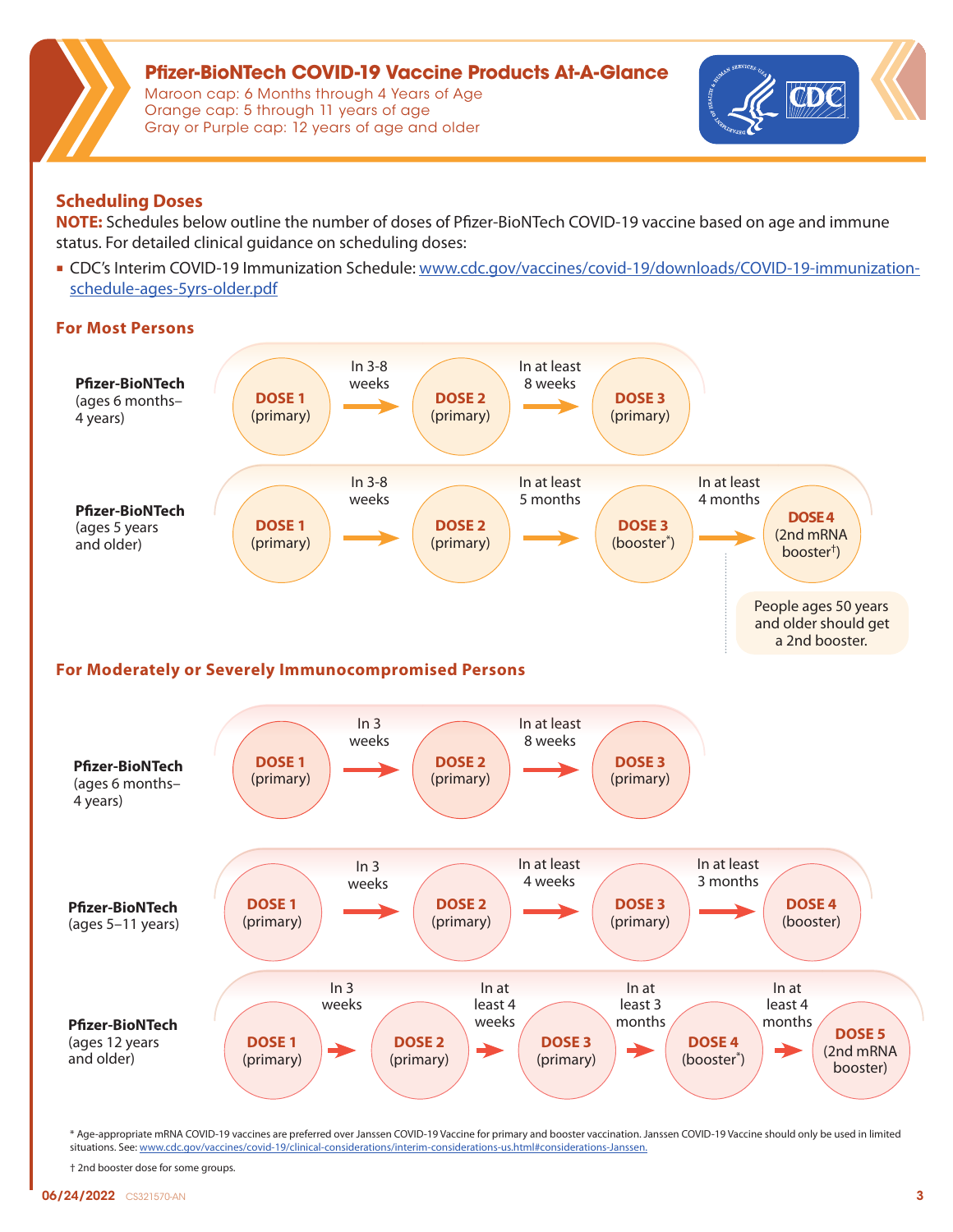# Pfizer-BioNTech COVID-19 Vaccine Products At-A-Glance

Maroon cap: 6 Months through 4 Years of Age
Orange cap: 5 through 11 years of age
Gray or Purple cap: 12 years of age and older

## Scheduling Doses

**NOTE:** Schedules below outline the number of doses of Pfizer-BioNTech COVID-19 vaccine based on age and immune status. For detailed clinical guidance on scheduling doses:

- CDC's Interim COVID-19 Immunization Schedule: www.cdc.gov/vaccines/covid-19/downloads/COVID-19-immunization-schedule-ages-5yrs-older.pdf

### For Most Persons

**Pfizer-BioNTech** (ages 6 months–4 years)

DOSE 1 (primary) → In 3-8 weeks → DOSE 2 (primary) → In at least 8 weeks → DOSE 3 (primary)

**Pfizer-BioNTech** (ages 5 years and older)

DOSE 1 (primary) → In 3-8 weeks → DOSE 2 (primary) → In at least 5 months → DOSE 3 (booster*) → In at least 4 months → DOSE 4 (2nd mRNA booster†)

People ages 50 years and older should get a 2nd booster.

### For Moderately or Severely Immunocompromised Persons

**Pfizer-BioNTech** (ages 6 months–4 years)

DOSE 1 (primary) → In 3 weeks → DOSE 2 (primary) → In at least 8 weeks → DOSE 3 (primary)

**Pfizer-BioNTech** (ages 5–11 years)

DOSE 1 (primary) → In 3 weeks → DOSE 2 (primary) → In at least 4 weeks → DOSE 3 (primary) → In at least 3 months → DOSE 4 (booster)

**Pfizer-BioNTech** (ages 12 years and older)

DOSE 1 (primary) → In 3 weeks → DOSE 2 (primary) → In at least 4 weeks → DOSE 3 (primary) → In at least 3 months → DOSE 4 (booster*) → In at least 4 months → DOSE 5 (2nd mRNA booster)

\* Age-appropriate mRNA COVID-19 vaccines are preferred over Janssen COVID-19 Vaccine for primary and booster vaccination. Janssen COVID-19 Vaccine should only be used in limited situations. See: www.cdc.gov/vaccines/covid-19/clinical-considerations/interim-considerations-us.html#considerations-Janssen.

† 2nd booster dose for some groups.

06/24/2022 CS321570-AN